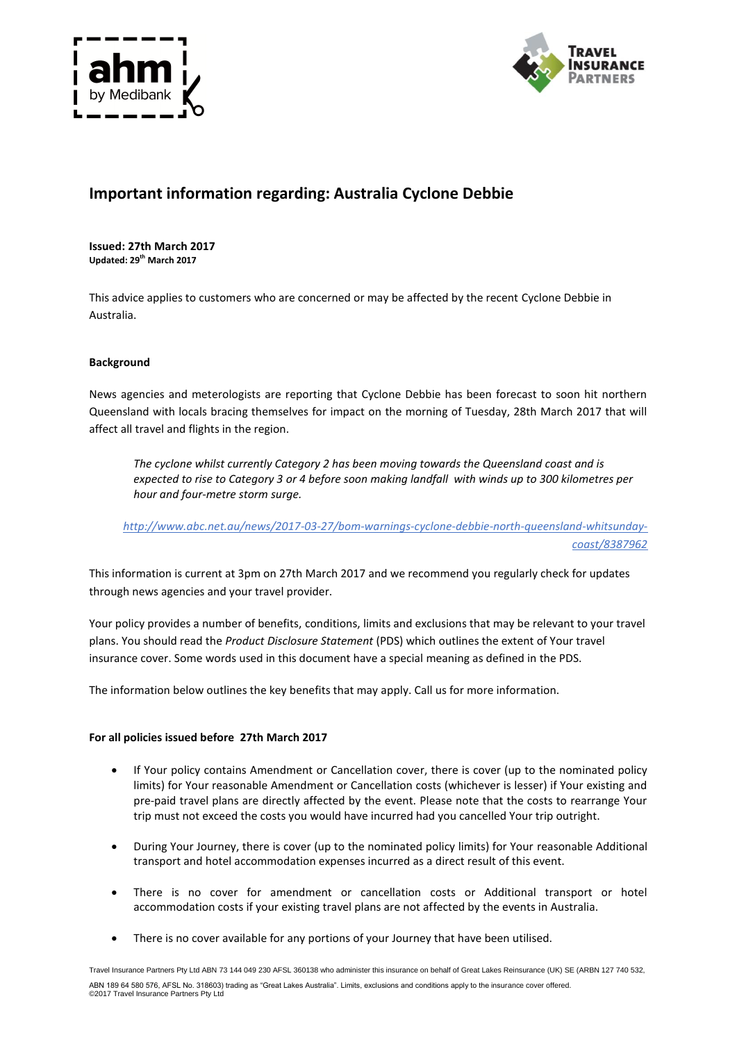# Important information regarding: Australia Cyclone Debbie

**Issued: 27th March 2017**
**Updated: 29th March 2017**

This advice applies to customers who are concerned or may be affected by the recent Cyclone Debbie in Australia.

**Background**

News agencies and meterologists are reporting that Cyclone Debbie has been forecast to soon hit northern Queensland with locals bracing themselves for impact on the morning of Tuesday, 28th March 2017 that will affect all travel and flights in the region.

> *The cyclone whilst currently Category 2 has been moving towards the Queensland coast and is expected to rise to Category 3 or 4 before soon making landfall with winds up to 300 kilometres per hour and four-metre storm surge.*

[http://www.abc.net.au/news/2017-03-27/bom-warnings-cyclone-debbie-north-queensland-whitsunday-coast/8387962](http://www.abc.net.au/news/2017-03-27/bom-warnings-cyclone-debbie-north-queensland-whitsunday-coast/8387962)

This information is current at 3pm on 27th March 2017 and we recommend you regularly check for updates through news agencies and your travel provider.

Your policy provides a number of benefits, conditions, limits and exclusions that may be relevant to your travel plans. You should read the *Product Disclosure Statement* (PDS) which outlines the extent of Your travel insurance cover. Some words used in this document have a special meaning as defined in the PDS.

The information below outlines the key benefits that may apply. Call us for more information.

**For all policies issued before 27th March 2017**

- If Your policy contains Amendment or Cancellation cover, there is cover (up to the nominated policy limits) for Your reasonable Amendment or Cancellation costs (whichever is lesser) if Your existing and pre-paid travel plans are directly affected by the event. Please note that the costs to rearrange Your trip must not exceed the costs you would have incurred had you cancelled Your trip outright.
- During Your Journey, there is cover (up to the nominated policy limits) for Your reasonable Additional transport and hotel accommodation expenses incurred as a direct result of this event.
- There is no cover for amendment or cancellation costs or Additional transport or hotel accommodation costs if your existing travel plans are not affected by the events in Australia.
- There is no cover available for any portions of your Journey that have been utilised.

Travel Insurance Partners Pty Ltd ABN 73 144 049 230 AFSL 360138 who administer this insurance on behalf of Great Lakes Reinsurance (UK) SE (ARBN 127 740 532, ABN 189 64 580 576, AFSL No. 318603) trading as "Great Lakes Australia". Limits, exclusions and conditions apply to the insurance cover offered.
©2017 Travel Insurance Partners Pty Ltd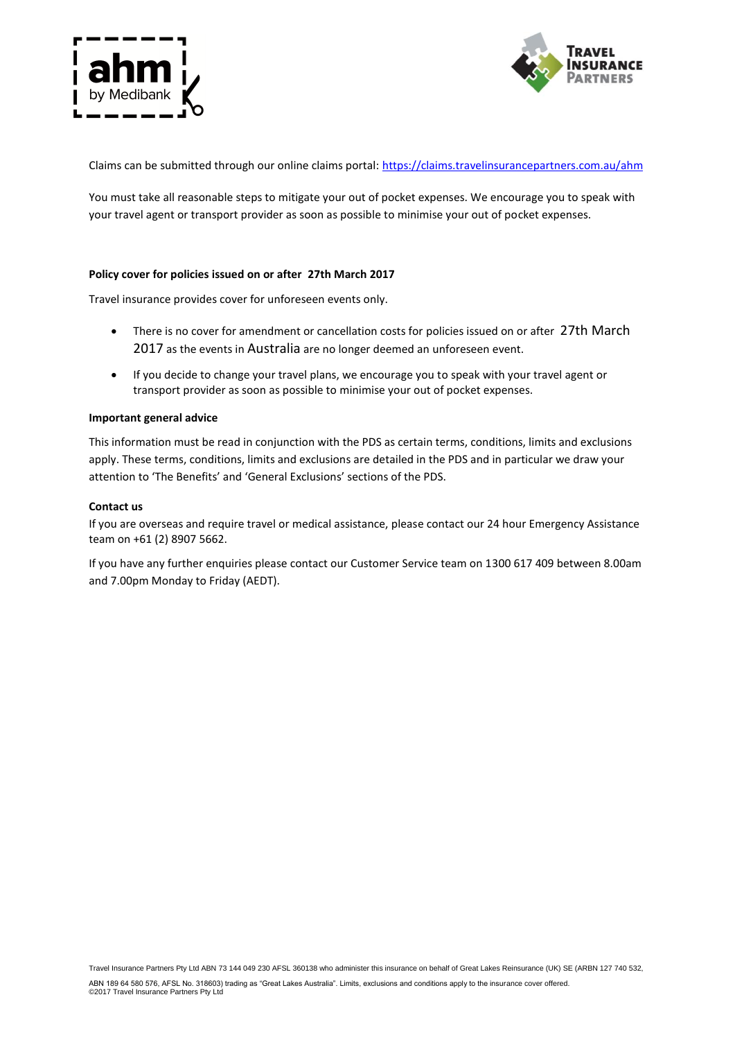Claims can be submitted through our online claims portal: [https://claims.travelinsurancepartners.com.au/ahm](https://claims.travelinsurancepartners.com.au/ahm)

You must take all reasonable steps to mitigate your out of pocket expenses. We encourage you to speak with your travel agent or transport provider as soon as possible to minimise your out of pocket expenses.

**Policy cover for policies issued on or after 27th March 2017**

Travel insurance provides cover for unforeseen events only.

- There is no cover for amendment or cancellation costs for policies issued on or after 27th March 2017 as the events in Australia are no longer deemed an unforeseen event.
- If you decide to change your travel plans, we encourage you to speak with your travel agent or transport provider as soon as possible to minimise your out of pocket expenses.

**Important general advice**

This information must be read in conjunction with the PDS as certain terms, conditions, limits and exclusions apply. These terms, conditions, limits and exclusions are detailed in the PDS and in particular we draw your attention to 'The Benefits' and 'General Exclusions' sections of the PDS.

**Contact us**

If you are overseas and require travel or medical assistance, please contact our 24 hour Emergency Assistance team on +61 (2) 8907 5662.

If you have any further enquiries please contact our Customer Service team on 1300 617 409 between 8.00am and 7.00pm Monday to Friday (AEDT).

Travel Insurance Partners Pty Ltd ABN 73 144 049 230 AFSL 360138 who administer this insurance on behalf of Great Lakes Reinsurance (UK) SE (ARBN 127 740 532, ABN 189 64 580 576, AFSL No. 318603) trading as "Great Lakes Australia". Limits, exclusions and conditions apply to the insurance cover offered.
©2017 Travel Insurance Partners Pty Ltd